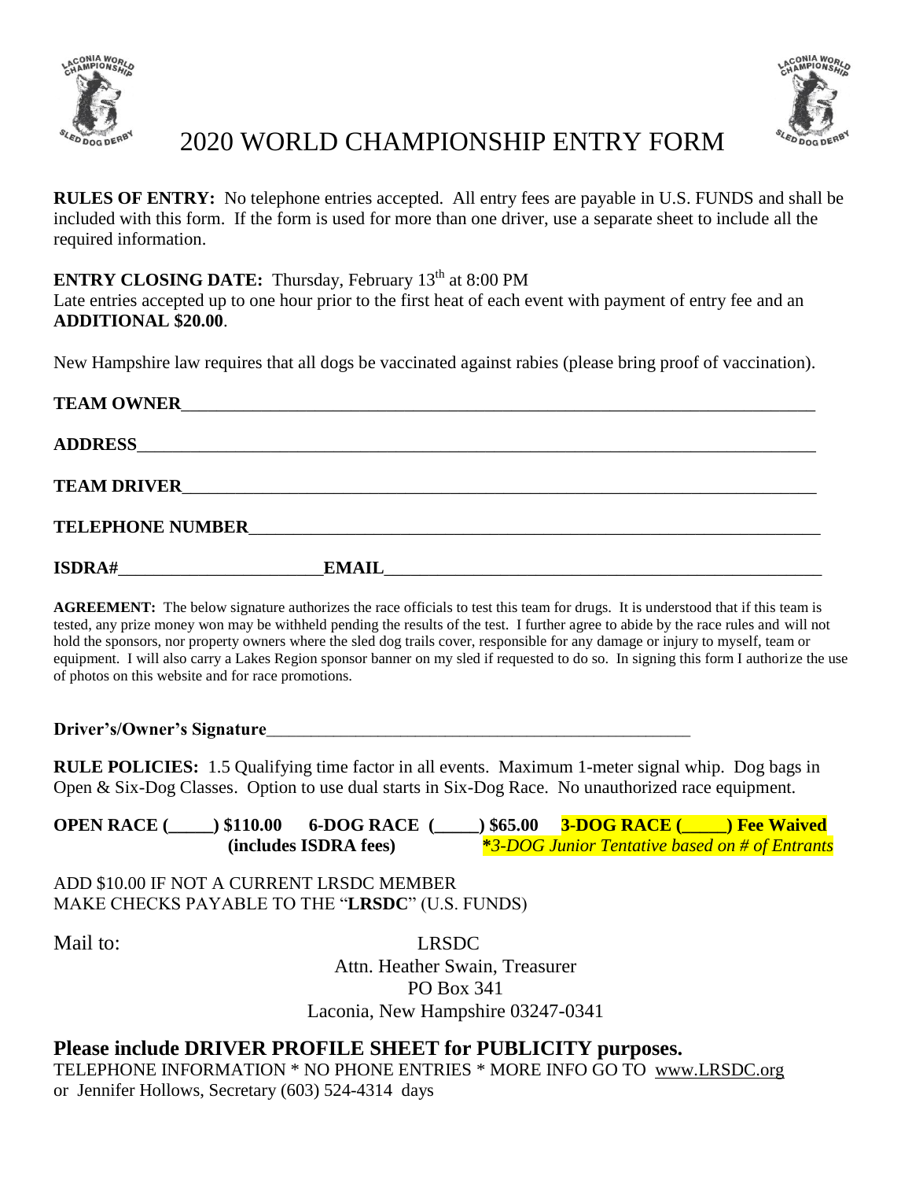# 2020 WORLD CHAMPIONSHIP ENTRY FORM

**RULES OF ENTRY:** No telephone entries accepted. All entry fees are payable in U.S. FUNDS and shall be included with this form. If the form is used for more than one driver, use a separate sheet to include all the required information.

**ENTRY CLOSING DATE:** Thursday, February 13th at 8:00 PM
Late entries accepted up to one hour prior to the first heat of each event with payment of entry fee and an **ADDITIONAL $20.00**.

New Hampshire law requires that all dogs be vaccinated against rabies (please bring proof of vaccination).

**TEAM OWNER**___________________________________________________________________________

**ADDRESS**______________________________________________________________________________

**TEAM DRIVER**__________________________________________________________________________

**TELEPHONE NUMBER**____________________________________________________________________

**ISDRA#**_______________________ **EMAIL**_________________________________________________

**AGREEMENT:** The below signature authorizes the race officials to test this team for drugs. It is understood that if this team is tested, any prize money won may be withheld pending the results of the test. I further agree to abide by the race rules and will not hold the sponsors, nor property owners where the sled dog trails cover, responsible for any damage or injury to myself, team or equipment. I will also carry a Lakes Region sponsor banner on my sled if requested to do so. In signing this form I authorize the use of photos on this website and for race promotions.

**Driver's/Owner's Signature**__________________________________________________

**RULE POLICIES:** 1.5 Qualifying time factor in all events. Maximum 1-meter signal whip. Dog bags in Open & Six-Dog Classes. Option to use dual starts in Six-Dog Race. No unauthorized race equipment.

**OPEN RACE (_____) $110.00** **6-DOG RACE (_____) $65.00** **3-DOG RACE (_____) Fee Waived**
**(includes ISDRA fees)** ***3-DOG Junior Tentative based on # of Entrants***

ADD $10.00 IF NOT A CURRENT LRSDC MEMBER
MAKE CHECKS PAYABLE TO THE "**LRSDC**" (U.S. FUNDS)

Mail to:

LRSDC
Attn. Heather Swain, Treasurer
PO Box 341
Laconia, New Hampshire 03247-0341

## Please include DRIVER PROFILE SHEET for PUBLICITY purposes.

TELEPHONE INFORMATION * NO PHONE ENTRIES * MORE INFO GO TO www.LRSDC.org
or Jennifer Hollows, Secretary (603) 524-4314 days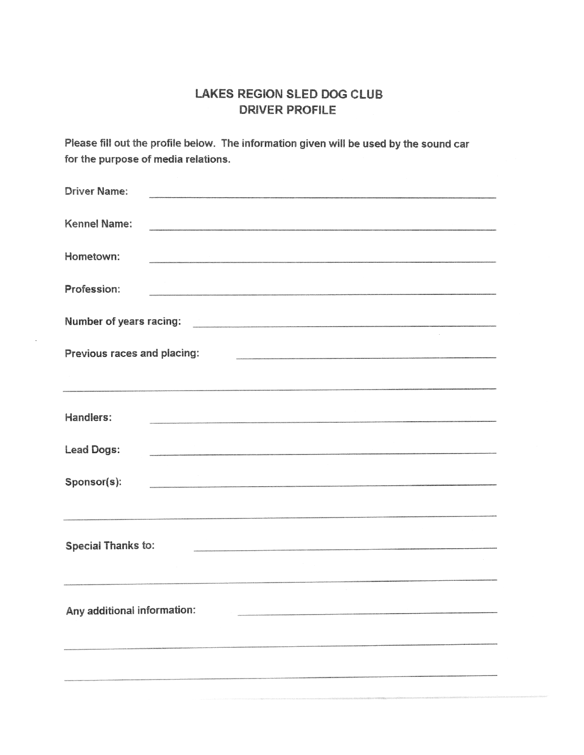# LAKES REGION SLED DOG CLUB
## DRIVER PROFILE

Please fill out the profile below. The information given will be used by the sound car for the purpose of media relations.

Driver Name: ______________________________________________

Kennel Name: ______________________________________________

Hometown: ______________________________________________

Profession: ______________________________________________

Number of years racing: ______________________________________

Previous races and placing: ______________________________________

______________________________________________________________

Handlers: ______________________________________________

Lead Dogs: ______________________________________________

Sponsor(s): ______________________________________________

______________________________________________________________

Special Thanks to: ______________________________________

______________________________________________________________

Any additional information: ______________________________________

______________________________________________________________

______________________________________________________________